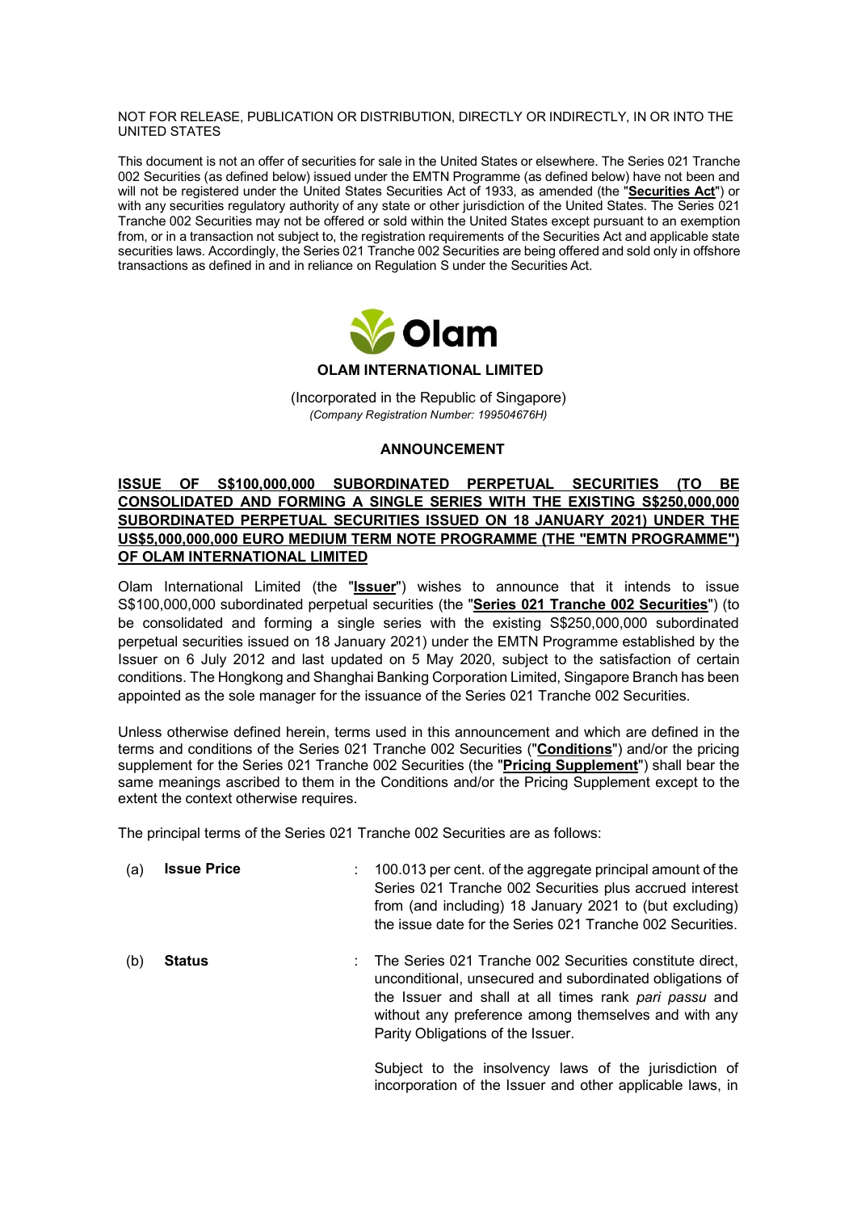NOT FOR RELEASE, PUBLICATION OR DISTRIBUTION, DIRECTLY OR INDIRECTLY, IN OR INTO THE UNITED STATES

This document is not an offer of securities for sale in the United States or elsewhere. The Series 021 Tranche 002 Securities (as defined below) issued under the EMTN Programme (as defined below) have not been and will not be registered under the United States Securities Act of 1933, as amended (the "**Securities Act**") or with any securities regulatory authority of any state or other jurisdiction of the United States. The Series 021 Tranche 002 Securities may not be offered or sold within the United States except pursuant to an exemption from, or in a transaction not subject to, the registration requirements of the Securities Act and applicable state securities laws. Accordingly, the Series 021 Tranche 002 Securities are being offered and sold only in offshore transactions as defined in and in reliance on Regulation S under the Securities Act.

Olam

**OLAM INTERNATIONAL LIMITED**

(Incorporated in the Republic of Singapore)
*(Company Registration Number: 199504676H)*

**ANNOUNCEMENT**

**ISSUE OF S$100,000,000 SUBORDINATED PERPETUAL SECURITIES (TO BE CONSOLIDATED AND FORMING A SINGLE SERIES WITH THE EXISTING S$250,000,000 SUBORDINATED PERPETUAL SECURITIES ISSUED ON 18 JANUARY 2021) UNDER THE US$5,000,000,000 EURO MEDIUM TERM NOTE PROGRAMME (THE "EMTN PROGRAMME") OF OLAM INTERNATIONAL LIMITED**

Olam International Limited (the "**Issuer**") wishes to announce that it intends to issue S$100,000,000 subordinated perpetual securities (the "**Series 021 Tranche 002 Securities**") (to be consolidated and forming a single series with the existing S$250,000,000 subordinated perpetual securities issued on 18 January 2021) under the EMTN Programme established by the Issuer on 6 July 2012 and last updated on 5 May 2020, subject to the satisfaction of certain conditions. The Hongkong and Shanghai Banking Corporation Limited, Singapore Branch has been appointed as the sole manager for the issuance of the Series 021 Tranche 002 Securities.

Unless otherwise defined herein, terms used in this announcement and which are defined in the terms and conditions of the Series 021 Tranche 002 Securities ("**Conditions**") and/or the pricing supplement for the Series 021 Tranche 002 Securities (the "**Pricing Supplement**") shall bear the same meanings ascribed to them in the Conditions and/or the Pricing Supplement except to the extent the context otherwise requires.

The principal terms of the Series 021 Tranche 002 Securities are as follows:

(a) **Issue Price** : 100.013 per cent. of the aggregate principal amount of the Series 021 Tranche 002 Securities plus accrued interest from (and including) 18 January 2021 to (but excluding) the issue date for the Series 021 Tranche 002 Securities.

(b) **Status** : The Series 021 Tranche 002 Securities constitute direct, unconditional, unsecured and subordinated obligations of the Issuer and shall at all times rank *pari passu* and without any preference among themselves and with any Parity Obligations of the Issuer.

Subject to the insolvency laws of the jurisdiction of incorporation of the Issuer and other applicable laws, in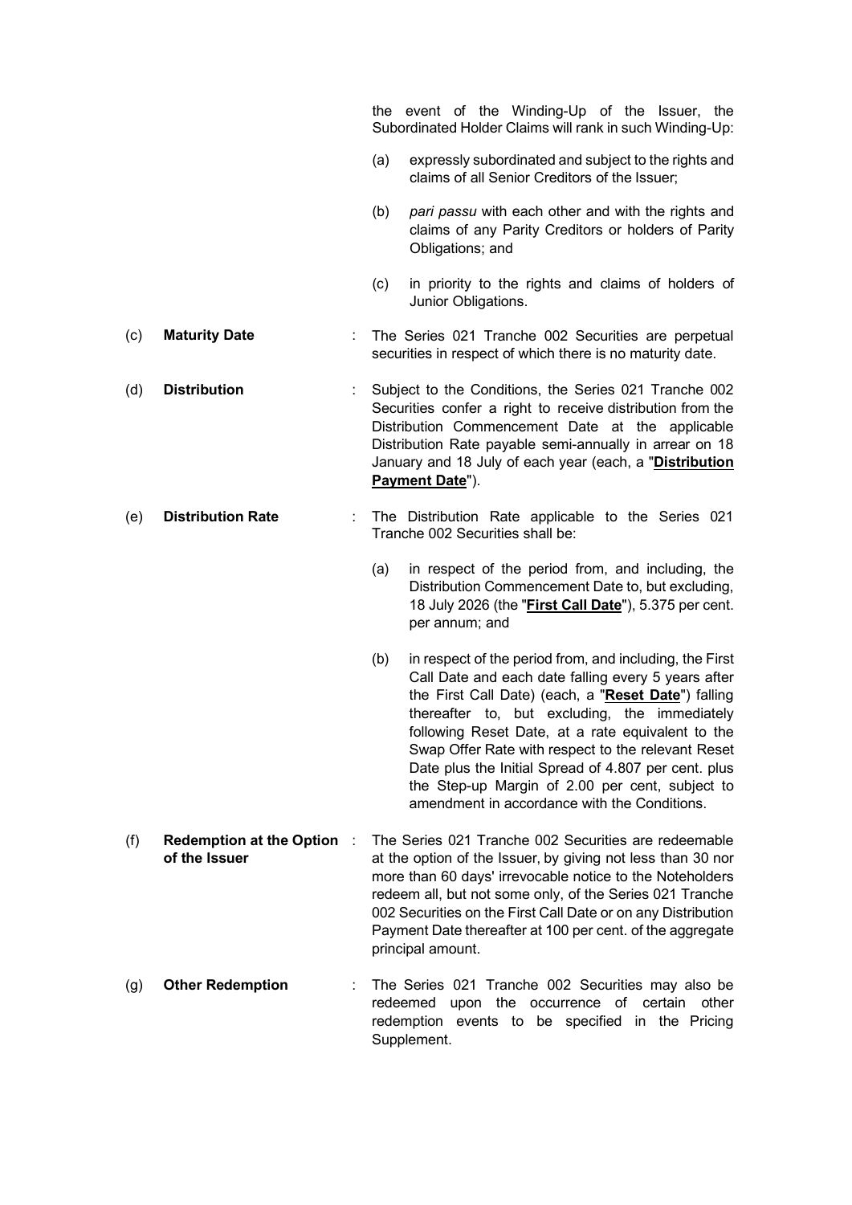the event of the Winding-Up of the Issuer, the Subordinated Holder Claims will rank in such Winding-Up:

(a) expressly subordinated and subject to the rights and claims of all Senior Creditors of the Issuer;

(b) *pari passu* with each other and with the rights and claims of any Parity Creditors or holders of Parity Obligations; and

(c) in priority to the rights and claims of holders of Junior Obligations.

(c) **Maturity Date** : The Series 021 Tranche 002 Securities are perpetual securities in respect of which there is no maturity date.

(d) **Distribution** : Subject to the Conditions, the Series 021 Tranche 002 Securities confer a right to receive distribution from the Distribution Commencement Date at the applicable Distribution Rate payable semi-annually in arrear on 18 January and 18 July of each year (each, a "**Distribution Payment Date**").

(e) **Distribution Rate** : The Distribution Rate applicable to the Series 021 Tranche 002 Securities shall be:

(a) in respect of the period from, and including, the Distribution Commencement Date to, but excluding, 18 July 2026 (the "**First Call Date**"), 5.375 per cent. per annum; and

(b) in respect of the period from, and including, the First Call Date and each date falling every 5 years after the First Call Date) (each, a "**Reset Date**") falling thereafter to, but excluding, the immediately following Reset Date, at a rate equivalent to the Swap Offer Rate with respect to the relevant Reset Date plus the Initial Spread of 4.807 per cent. plus the Step-up Margin of 2.00 per cent, subject to amendment in accordance with the Conditions.

(f) **Redemption at the Option of the Issuer** : The Series 021 Tranche 002 Securities are redeemable at the option of the Issuer, by giving not less than 30 nor more than 60 days' irrevocable notice to the Noteholders redeem all, but not some only, of the Series 021 Tranche 002 Securities on the First Call Date or on any Distribution Payment Date thereafter at 100 per cent. of the aggregate principal amount.

(g) **Other Redemption** : The Series 021 Tranche 002 Securities may also be redeemed upon the occurrence of certain other redemption events to be specified in the Pricing Supplement.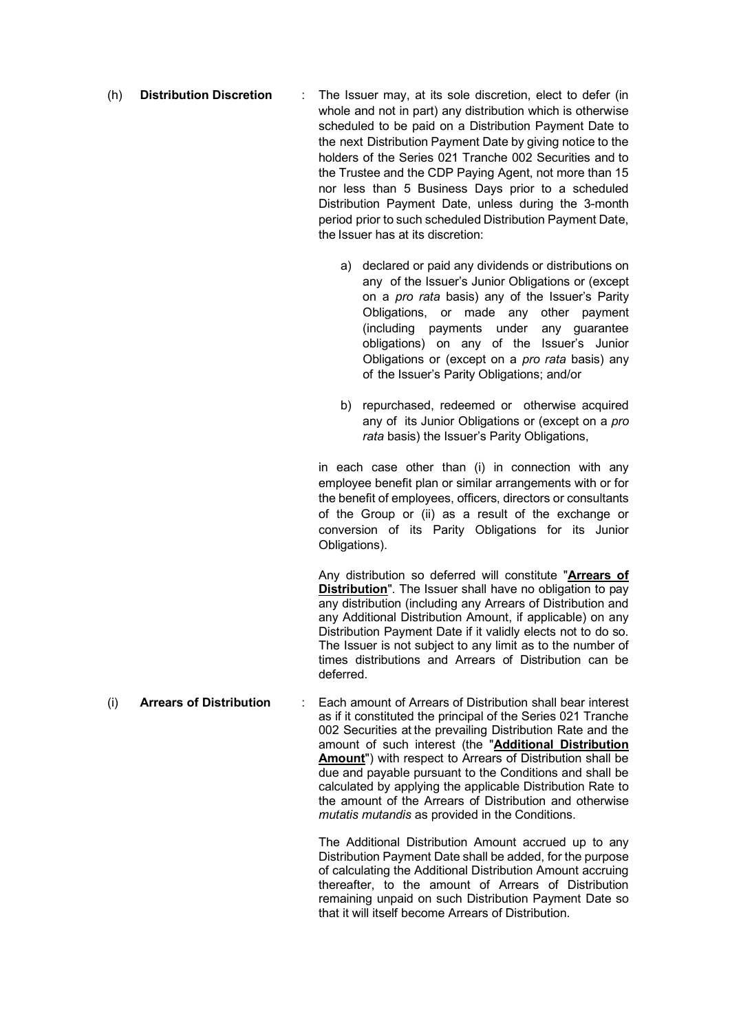(h) **Distribution Discretion** : The Issuer may, at its sole discretion, elect to defer (in whole and not in part) any distribution which is otherwise scheduled to be paid on a Distribution Payment Date to the next Distribution Payment Date by giving notice to the holders of the Series 021 Tranche 002 Securities and to the Trustee and the CDP Paying Agent, not more than 15 nor less than 5 Business Days prior to a scheduled Distribution Payment Date, unless during the 3-month period prior to such scheduled Distribution Payment Date, the Issuer has at its discretion:

a) declared or paid any dividends or distributions on any of the Issuer's Junior Obligations or (except on a *pro rata* basis) any of the Issuer's Parity Obligations, or made any other payment (including payments under any guarantee obligations) on any of the Issuer's Junior Obligations or (except on a *pro rata* basis) any of the Issuer's Parity Obligations; and/or

b) repurchased, redeemed or otherwise acquired any of its Junior Obligations or (except on a *pro rata* basis) the Issuer's Parity Obligations,

in each case other than (i) in connection with any employee benefit plan or similar arrangements with or for the benefit of employees, officers, directors or consultants of the Group or (ii) as a result of the exchange or conversion of its Parity Obligations for its Junior Obligations).

Any distribution so deferred will constitute "**Arrears of Distribution**". The Issuer shall have no obligation to pay any distribution (including any Arrears of Distribution and any Additional Distribution Amount, if applicable) on any Distribution Payment Date if it validly elects not to do so. The Issuer is not subject to any limit as to the number of times distributions and Arrears of Distribution can be deferred.

(i) **Arrears of Distribution** : Each amount of Arrears of Distribution shall bear interest as if it constituted the principal of the Series 021 Tranche 002 Securities at the prevailing Distribution Rate and the amount of such interest (the "**Additional Distribution Amount**") with respect to Arrears of Distribution shall be due and payable pursuant to the Conditions and shall be calculated by applying the applicable Distribution Rate to the amount of the Arrears of Distribution and otherwise *mutatis mutandis* as provided in the Conditions.

The Additional Distribution Amount accrued up to any Distribution Payment Date shall be added, for the purpose of calculating the Additional Distribution Amount accruing thereafter, to the amount of Arrears of Distribution remaining unpaid on such Distribution Payment Date so that it will itself become Arrears of Distribution.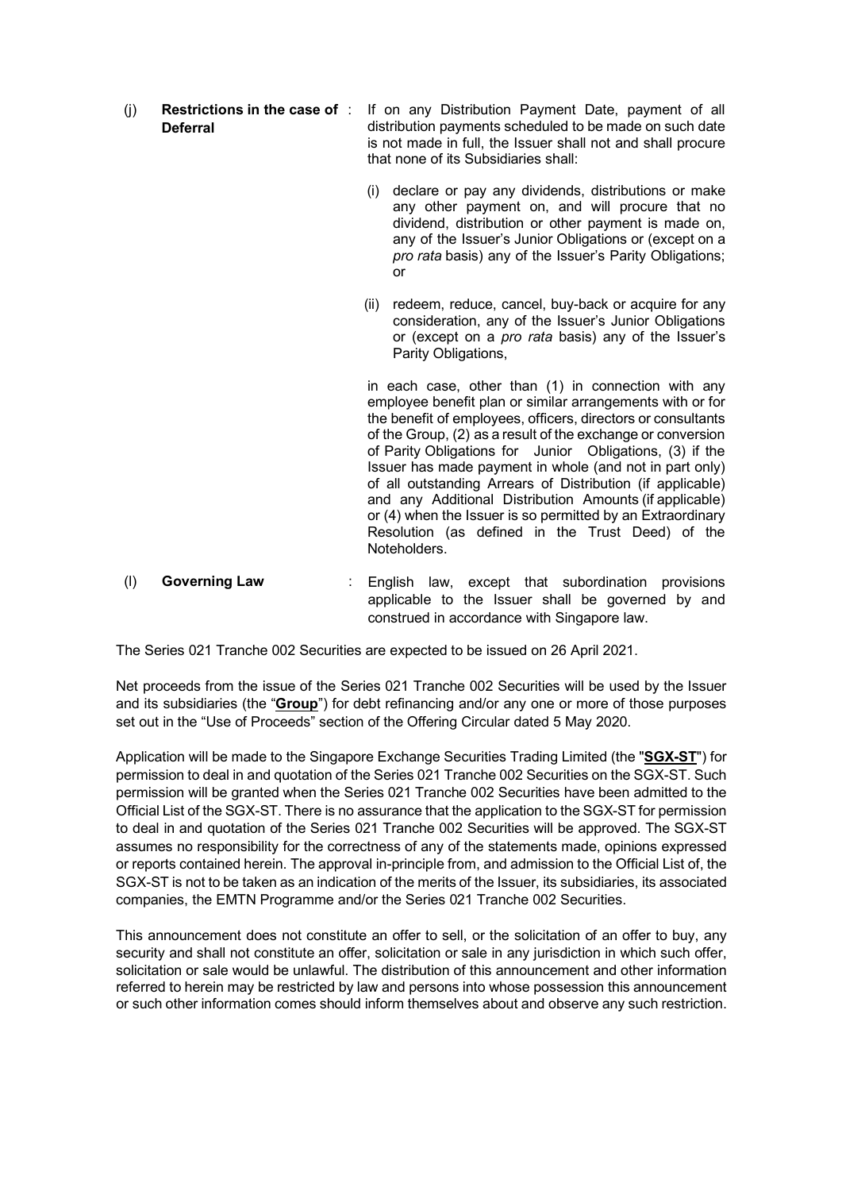(j) **Restrictions in the case of Deferral** : If on any Distribution Payment Date, payment of all distribution payments scheduled to be made on such date is not made in full, the Issuer shall not and shall procure that none of its Subsidiaries shall:

(i) declare or pay any dividends, distributions or make any other payment on, and will procure that no dividend, distribution or other payment is made on, any of the Issuer's Junior Obligations or (except on a *pro rata* basis) any of the Issuer's Parity Obligations; or

(ii) redeem, reduce, cancel, buy-back or acquire for any consideration, any of the Issuer's Junior Obligations or (except on a *pro rata* basis) any of the Issuer's Parity Obligations,

in each case, other than (1) in connection with any employee benefit plan or similar arrangements with or for the benefit of employees, officers, directors or consultants of the Group, (2) as a result of the exchange or conversion of Parity Obligations for Junior Obligations, (3) if the Issuer has made payment in whole (and not in part only) of all outstanding Arrears of Distribution (if applicable) and any Additional Distribution Amounts (if applicable) or (4) when the Issuer is so permitted by an Extraordinary Resolution (as defined in the Trust Deed) of the Noteholders.

(l) **Governing Law** : English law, except that subordination provisions applicable to the Issuer shall be governed by and construed in accordance with Singapore law.

The Series 021 Tranche 002 Securities are expected to be issued on 26 April 2021.

Net proceeds from the issue of the Series 021 Tranche 002 Securities will be used by the Issuer and its subsidiaries (the "**Group**") for debt refinancing and/or any one or more of those purposes set out in the "Use of Proceeds" section of the Offering Circular dated 5 May 2020.

Application will be made to the Singapore Exchange Securities Trading Limited (the "**SGX-ST**") for permission to deal in and quotation of the Series 021 Tranche 002 Securities on the SGX-ST. Such permission will be granted when the Series 021 Tranche 002 Securities have been admitted to the Official List of the SGX-ST. There is no assurance that the application to the SGX-ST for permission to deal in and quotation of the Series 021 Tranche 002 Securities will be approved. The SGX-ST assumes no responsibility for the correctness of any of the statements made, opinions expressed or reports contained herein. The approval in-principle from, and admission to the Official List of, the SGX-ST is not to be taken as an indication of the merits of the Issuer, its subsidiaries, its associated companies, the EMTN Programme and/or the Series 021 Tranche 002 Securities.

This announcement does not constitute an offer to sell, or the solicitation of an offer to buy, any security and shall not constitute an offer, solicitation or sale in any jurisdiction in which such offer, solicitation or sale would be unlawful. The distribution of this announcement and other information referred to herein may be restricted by law and persons into whose possession this announcement or such other information comes should inform themselves about and observe any such restriction.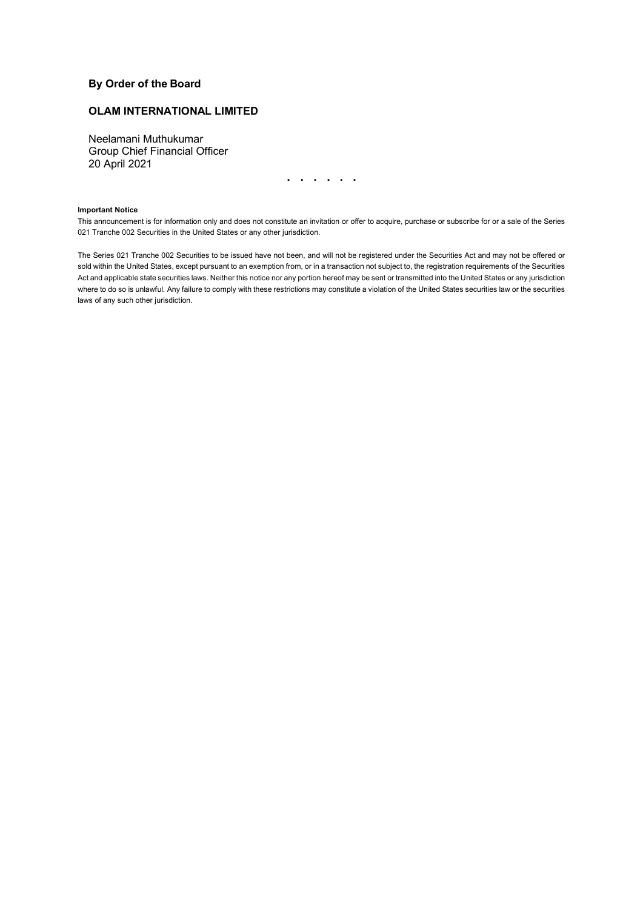**By Order of the Board**

**OLAM INTERNATIONAL LIMITED**

Neelamani Muthukumar
Group Chief Financial Officer
20 April 2021

. . . . . .

**Important Notice**

This announcement is for information only and does not constitute an invitation or offer to acquire, purchase or subscribe for or a sale of the Series 021 Tranche 002 Securities in the United States or any other jurisdiction.

The Series 021 Tranche 002 Securities to be issued have not been, and will not be registered under the Securities Act and may not be offered or sold within the United States, except pursuant to an exemption from, or in a transaction not subject to, the registration requirements of the Securities Act and applicable state securities laws. Neither this notice nor any portion hereof may be sent or transmitted into the United States or any jurisdiction where to do so is unlawful. Any failure to comply with these restrictions may constitute a violation of the United States securities law or the securities laws of any such other jurisdiction.